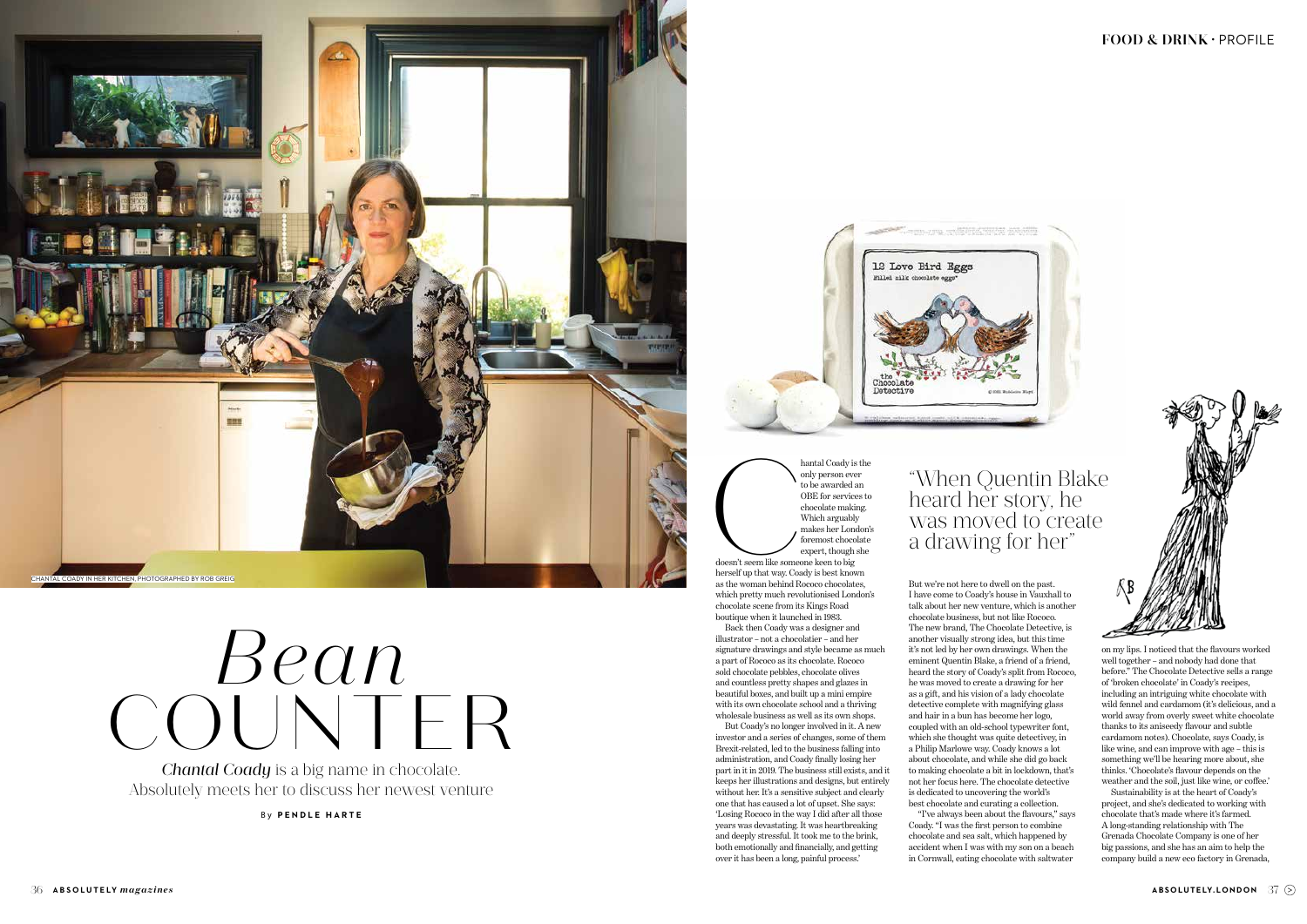# *Bean* COUNTER

***Chantal Coady*** *is a big name in chocolate. Absolutely meets her to discuss her newest venture*

By **PENDLE HARTE**

CHANTAL COADY IN HER KITCHEN, PHOTOGRAPHED BY ROB GREIG

Chantal Coady is the only person ever to be awarded an OBE for services to chocolate making. Which arguably makes her London's foremost chocolate expert, though she doesn't seem like someone keen to big herself up that way. Coady is best known as the woman behind Rococo chocolates, which pretty much revolutionised London's chocolate scene from its Kings Road boutique when it launched in 1983.

Back then Coady was a designer and illustrator – not a chocolatier – and her signature drawings and style became as much a part of Rococo as its chocolate. Rococo sold chocolate pebbles, chocolate olives and countless pretty shapes and glazes in beautiful boxes, and built up a mini empire with its own chocolate school and a thriving wholesale business as well as its own shops.

But Coady's no longer involved in it. A new investor and a series of changes, some of them Brexit-related, led to the business falling into administration, and Coady finally losing her part in it in 2019. The business still exists, and it keeps her illustrations and designs, but entirely without her. It's a sensitive subject and clearly one that has caused a lot of upset. She says: 'Losing Rococo in the way I did after all those years was devastating. It was heartbreaking and deeply stressful. It took me to the brink, both emotionally and financially, and getting over it has been a long, painful process.'

> "When Quentin Blake heard her story, he was moved to create a drawing for her"

But we're not here to dwell on the past. I have come to Coady's house in Vauxhall to talk about her new venture, which is another chocolate business, but not like Rococo. The new brand, The Chocolate Detective, is another visually strong idea, but this time it's not led by her own drawings. When the eminent Quentin Blake, a friend of a friend, heard the story of Coady's split from Rococo, he was moved to create a drawing for her as a gift, and his vision of a lady chocolate detective complete with magnifying glass and hair in a bun has become her logo, coupled with an old-school typewriter font, which she thought was quite detectivey, in a Philip Marlowe way. Coady knows a lot about chocolate, and while she did go back to making chocolate a bit in lockdown, that's not her focus here. The chocolate detective is dedicated to uncovering the world's best chocolate and curating a collection.

"I've always been about the flavours," says Coady. "I was the first person to combine chocolate and sea salt, which happened by accident when I was with my son on a beach in Cornwall, eating chocolate with saltwater on my lips. I noticed that the flavours worked well together – and nobody had done that before." The Chocolate Detective sells a range of 'broken chocolate' in Coady's recipes, including an intriguing white chocolate with wild fennel and cardamom (it's delicious, and a world away from overly sweet white chocolate thanks to its aniseedy flavour and subtle cardamom notes). Chocolate, says Coady, is like wine, and can improve with age – this is something we'll be hearing more about, she thinks. 'Chocolate's flavour depends on the weather and the soil, just like wine, or coffee.'

Sustainability is at the heart of Coady's project, and she's dedicated to working with chocolate that's made where it's farmed. A long-standing relationship with The Grenada Chocolate Company is one of her big passions, and she has an aim to help the company build a new eco factory in Grenada,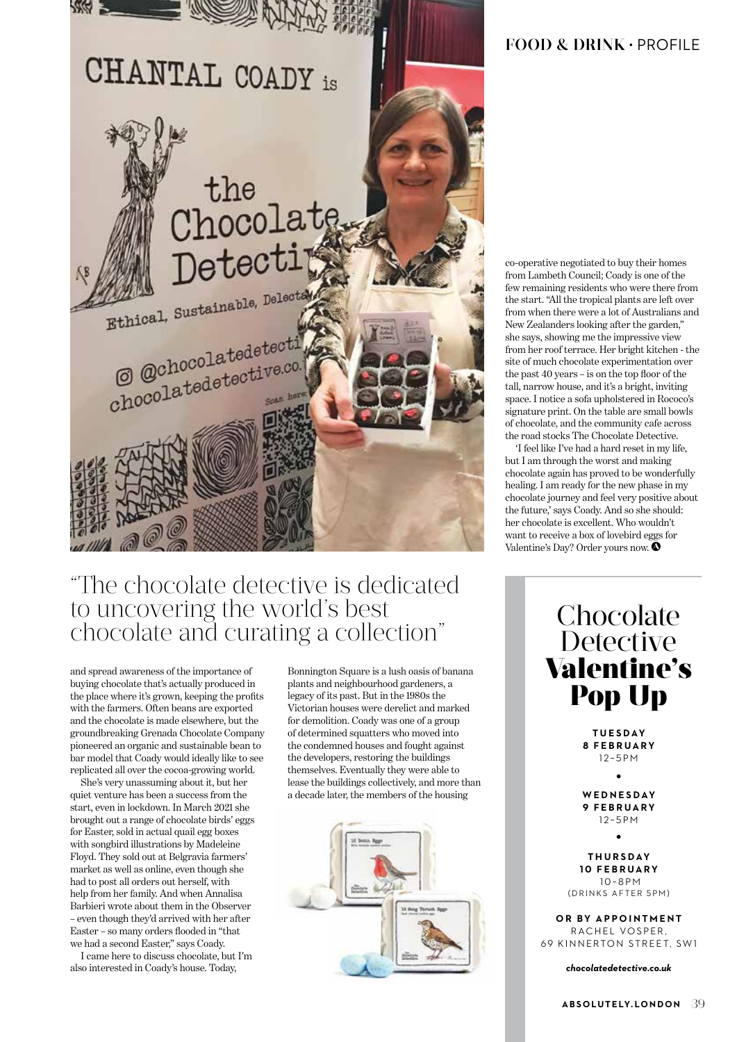"The chocolate detective is dedicated to uncovering the world's best chocolate and curating a collection"

and spread awareness of the importance of buying chocolate that's actually produced in the place where it's grown, keeping the profits with the farmers. Often beans are exported and the chocolate is made elsewhere, but the groundbreaking Grenada Chocolate Company pioneered an organic and sustainable bean to bar model that Coady would ideally like to see replicated all over the cocoa-growing world.

She's very unassuming about it, but her quiet venture has been a success from the start, even in lockdown. In March 2021 she brought out a range of chocolate birds' eggs for Easter, sold in actual quail egg boxes with songbird illustrations by Madeleine Floyd. They sold out at Belgravia farmers' market as well as online, even though she had to post all orders out herself, with help from her family. And when Annalisa Barbieri wrote about them in the Observer – even though they'd arrived with her after Easter – so many orders flooded in "that we had a second Easter," says Coady.

I came here to discuss chocolate, but I'm also interested in Coady's house. Today, Bonnington Square is a lush oasis of banana plants and neighbourhood gardeners, a legacy of its past. But in the 1980s the Victorian houses were derelict and marked for demolition. Coady was one of a group of determined squatters who moved into the condemned houses and fought against the developers, restoring the buildings themselves. Eventually they were able to lease the buildings collectively, and more than a decade later, the members of the housing co-operative negotiated to buy their homes from Lambeth Council; Coady is one of the few remaining residents who were there from the start. "All the tropical plants are left over from when there were a lot of Australians and New Zealanders looking after the garden," she says, showing me the impressive view from her roof terrace. Her bright kitchen - the site of much chocolate experimentation over the past 40 years – is on the top floor of the tall, narrow house, and it's a bright, inviting space. I notice a sofa upholstered in Rococo's signature print. On the table are small bowls of chocolate, and the community cafe across the road stocks The Chocolate Detective.

'I feel like I've had a hard reset in my life, but I am through the worst and making chocolate again has proved to be wonderfully healing. I am ready for the new phase in my chocolate journey and feel very positive about the future,' says Coady. And so she should: her chocolate is excellent. Who wouldn't want to receive a box of lovebird eggs for Valentine's Day? Order yours now.

## Chocolate Detective Valentine's Pop Up

**TUESDAY 8 FEBRUARY**
12–5PM

•

**WEDNESDAY 9 FEBRUARY**
12–5PM

•

**THURSDAY 10 FEBRUARY**
10–8PM
(DRINKS AFTER 5PM)

**OR BY APPOINTMENT**
RACHEL VOSPER,
69 KINNERTON STREET, SW1

***chocolatedetective.co.uk***